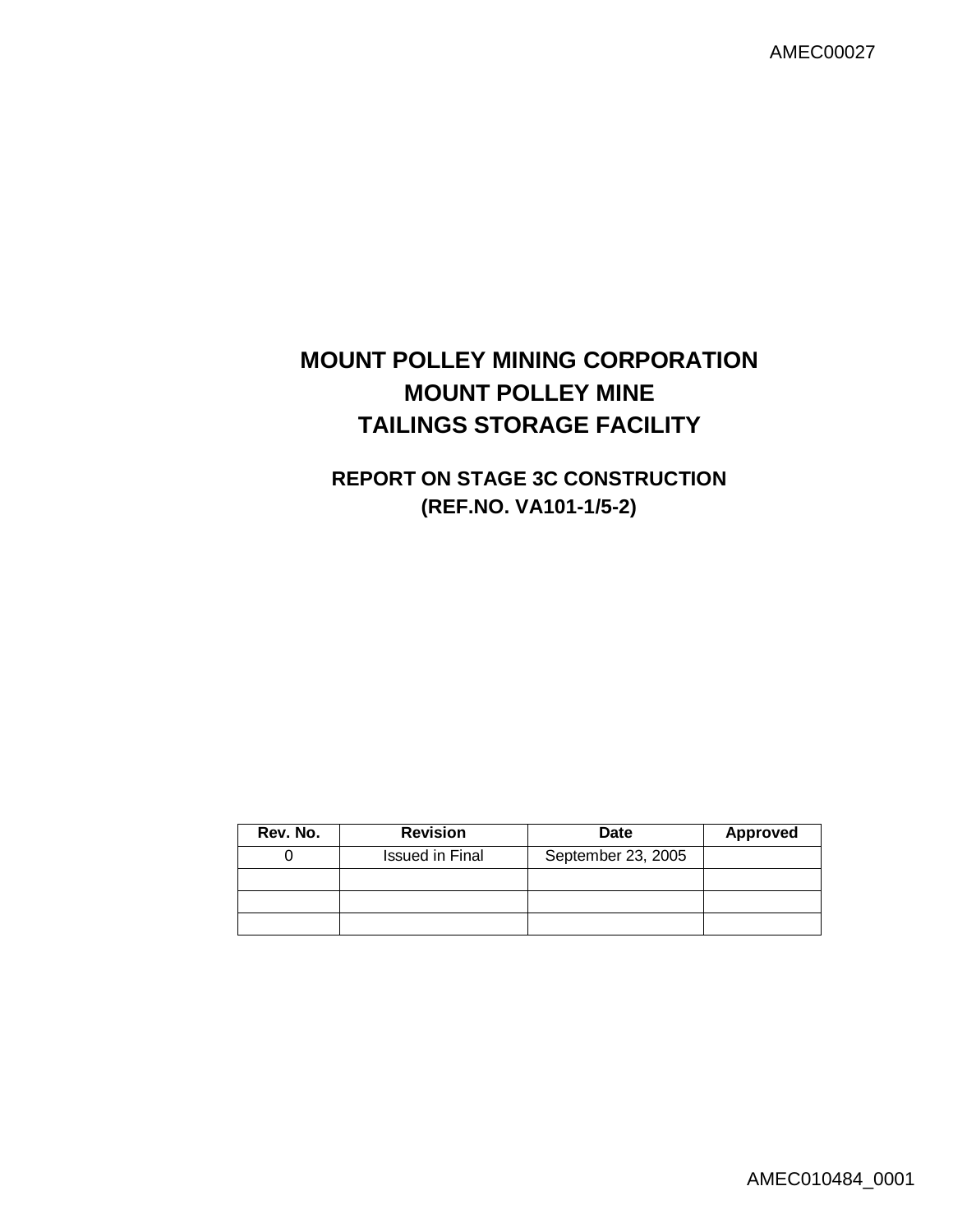AMEC00027

# MOUNT POLLEY MINING CORPORATION
# MOUNT POLLEY MINE
# TAILINGS STORAGE FACILITY

## REPORT ON STAGE 3C CONSTRUCTION
## (REF.NO. VA101-1/5-2)

| Rev. No. | Revision | Date | Approved |
|---|---|---|---|
| 0 | Issued in Final | September 23, 2005 | |
| | | | |
| | | | |
| | | | |

AMEC010484_0001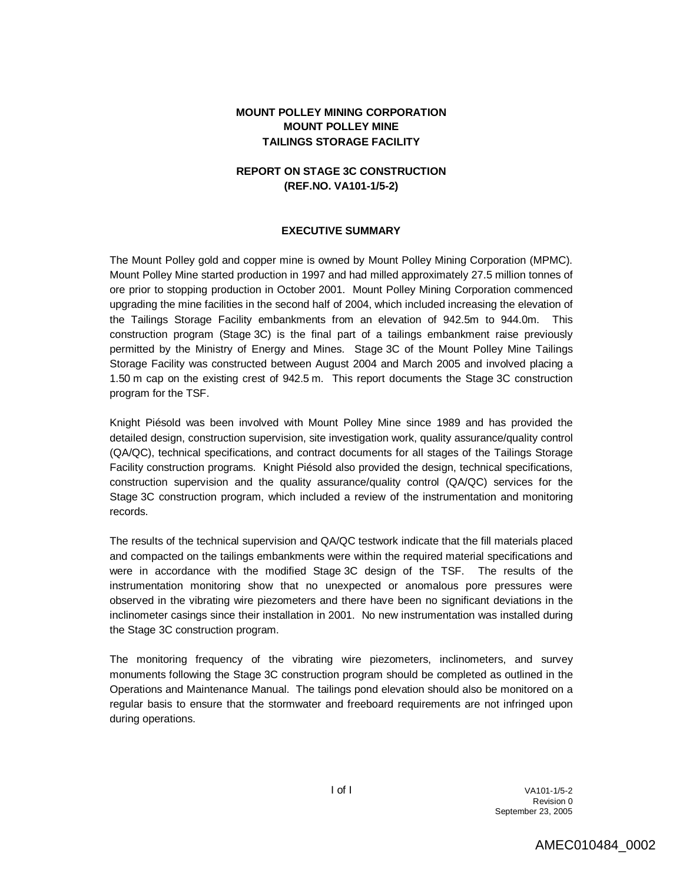**MOUNT POLLEY MINING CORPORATION**
**MOUNT POLLEY MINE**
**TAILINGS STORAGE FACILITY**

**REPORT ON STAGE 3C CONSTRUCTION**
**(REF.NO. VA101-1/5-2)**

## EXECUTIVE SUMMARY

The Mount Polley gold and copper mine is owned by Mount Polley Mining Corporation (MPMC). Mount Polley Mine started production in 1997 and had milled approximately 27.5 million tonnes of ore prior to stopping production in October 2001. Mount Polley Mining Corporation commenced upgrading the mine facilities in the second half of 2004, which included increasing the elevation of the Tailings Storage Facility embankments from an elevation of 942.5m to 944.0m. This construction program (Stage 3C) is the final part of a tailings embankment raise previously permitted by the Ministry of Energy and Mines. Stage 3C of the Mount Polley Mine Tailings Storage Facility was constructed between August 2004 and March 2005 and involved placing a 1.50 m cap on the existing crest of 942.5 m. This report documents the Stage 3C construction program for the TSF.

Knight Piésold was been involved with Mount Polley Mine since 1989 and has provided the detailed design, construction supervision, site investigation work, quality assurance/quality control (QA/QC), technical specifications, and contract documents for all stages of the Tailings Storage Facility construction programs. Knight Piésold also provided the design, technical specifications, construction supervision and the quality assurance/quality control (QA/QC) services for the Stage 3C construction program, which included a review of the instrumentation and monitoring records.

The results of the technical supervision and QA/QC testwork indicate that the fill materials placed and compacted on the tailings embankments were within the required material specifications and were in accordance with the modified Stage 3C design of the TSF. The results of the instrumentation monitoring show that no unexpected or anomalous pore pressures were observed in the vibrating wire piezometers and there have been no significant deviations in the inclinometer casings since their installation in 2001. No new instrumentation was installed during the Stage 3C construction program.

The monitoring frequency of the vibrating wire piezometers, inclinometers, and survey monuments following the Stage 3C construction program should be completed as outlined in the Operations and Maintenance Manual. The tailings pond elevation should also be monitored on a regular basis to ensure that the stormwater and freeboard requirements are not infringed upon during operations.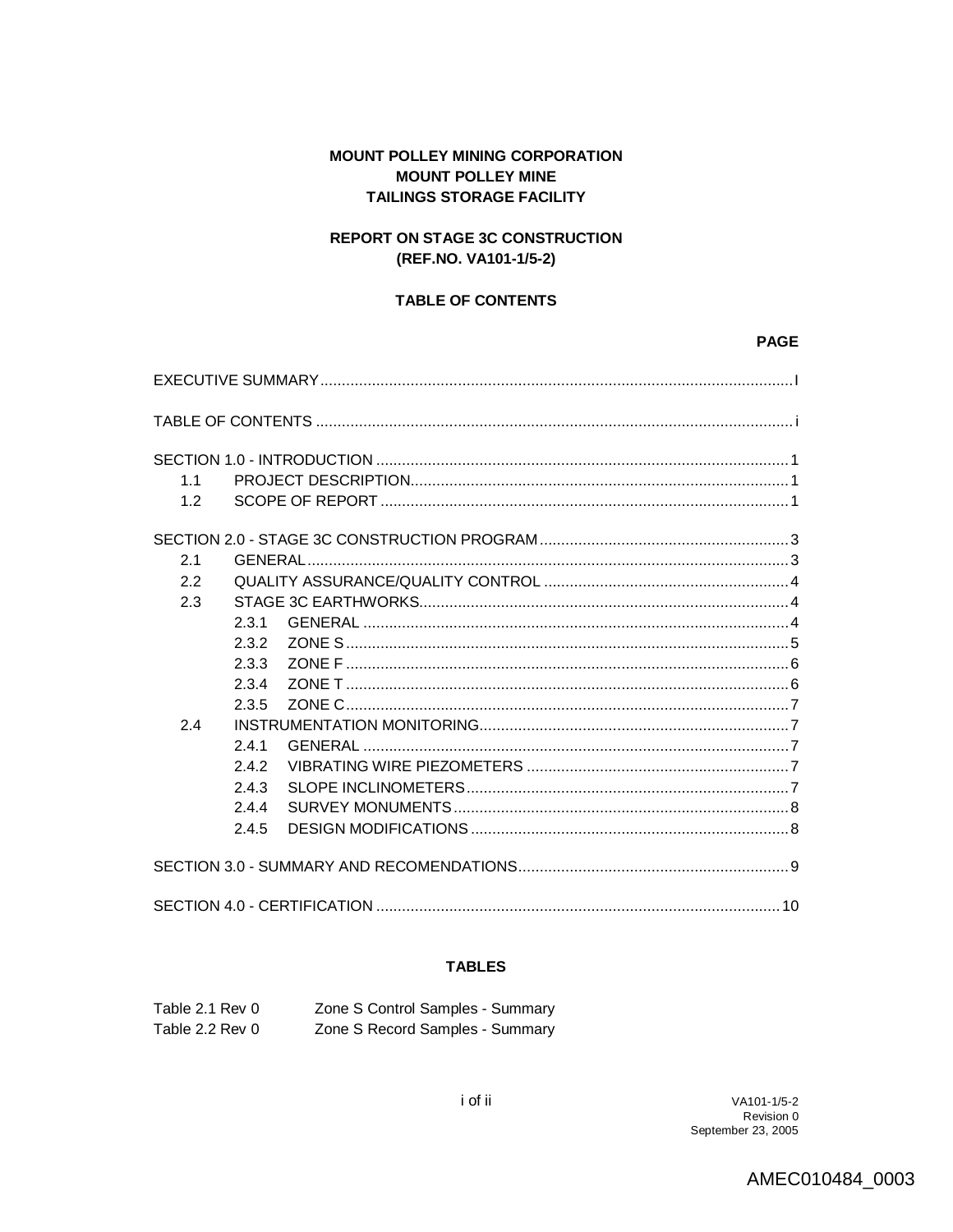**MOUNT POLLEY MINING CORPORATION**
**MOUNT POLLEY MINE**
**TAILINGS STORAGE FACILITY**

**REPORT ON STAGE 3C CONSTRUCTION**
**(REF.NO. VA101-1/5-2)**

## TABLE OF CONTENTS

| | | | **PAGE** |
|---|---|---|---|
| EXECUTIVE SUMMARY | | | I |
| TABLE OF CONTENTS | | | i |
| SECTION 1.0 - INTRODUCTION | | | 1 |
| 1.1 | PROJECT DESCRIPTION | | 1 |
| 1.2 | SCOPE OF REPORT | | 1 |
| SECTION 2.0 - STAGE 3C CONSTRUCTION PROGRAM | | | 3 |
| 2.1 | GENERAL | | 3 |
| 2.2 | QUALITY ASSURANCE/QUALITY CONTROL | | 4 |
| 2.3 | STAGE 3C EARTHWORKS | | 4 |
| | 2.3.1 | GENERAL | 4 |
| | 2.3.2 | ZONE S | 5 |
| | 2.3.3 | ZONE F | 6 |
| | 2.3.4 | ZONE T | 6 |
| | 2.3.5 | ZONE C | 7 |
| 2.4 | INSTRUMENTATION MONITORING | | 7 |
| | 2.4.1 | GENERAL | 7 |
| | 2.4.2 | VIBRATING WIRE PIEZOMETERS | 7 |
| | 2.4.3 | SLOPE INCLINOMETERS | 7 |
| | 2.4.4 | SURVEY MONUMENTS | 8 |
| | 2.4.5 | DESIGN MODIFICATIONS | 8 |
| SECTION 3.0 - SUMMARY AND RECOMENDATIONS | | | 9 |
| SECTION 4.0 - CERTIFICATION | | | 10 |

### TABLES

| | |
|---|---|
| Table 2.1 Rev 0 | Zone S Control Samples - Summary |
| Table 2.2 Rev 0 | Zone S Record Samples - Summary |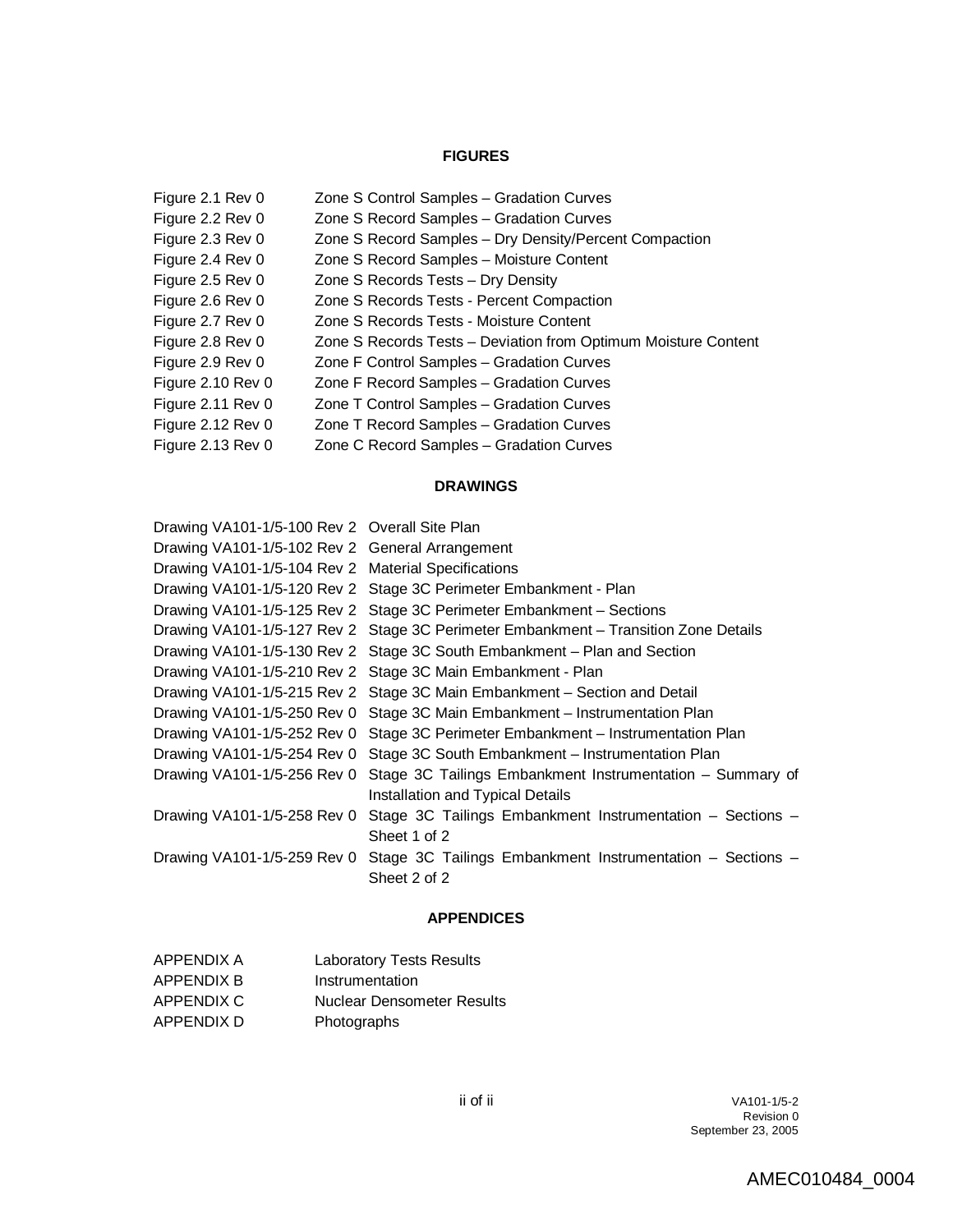## FIGURES

| | |
|---|---|
| Figure 2.1 Rev 0 | Zone S Control Samples – Gradation Curves |
| Figure 2.2 Rev 0 | Zone S Record Samples – Gradation Curves |
| Figure 2.3 Rev 0 | Zone S Record Samples – Dry Density/Percent Compaction |
| Figure 2.4 Rev 0 | Zone S Record Samples – Moisture Content |
| Figure 2.5 Rev 0 | Zone S Records Tests – Dry Density |
| Figure 2.6 Rev 0 | Zone S Records Tests - Percent Compaction |
| Figure 2.7 Rev 0 | Zone S Records Tests - Moisture Content |
| Figure 2.8 Rev 0 | Zone S Records Tests – Deviation from Optimum Moisture Content |
| Figure 2.9 Rev 0 | Zone F Control Samples – Gradation Curves |
| Figure 2.10 Rev 0 | Zone F Record Samples – Gradation Curves |
| Figure 2.11 Rev 0 | Zone T Control Samples – Gradation Curves |
| Figure 2.12 Rev 0 | Zone T Record Samples – Gradation Curves |
| Figure 2.13 Rev 0 | Zone C Record Samples – Gradation Curves |

## DRAWINGS

| | |
|---|---|
| Drawing VA101-1/5-100 Rev 2 | Overall Site Plan |
| Drawing VA101-1/5-102 Rev 2 | General Arrangement |
| Drawing VA101-1/5-104 Rev 2 | Material Specifications |
| Drawing VA101-1/5-120 Rev 2 | Stage 3C Perimeter Embankment - Plan |
| Drawing VA101-1/5-125 Rev 2 | Stage 3C Perimeter Embankment – Sections |
| Drawing VA101-1/5-127 Rev 2 | Stage 3C Perimeter Embankment – Transition Zone Details |
| Drawing VA101-1/5-130 Rev 2 | Stage 3C South Embankment – Plan and Section |
| Drawing VA101-1/5-210 Rev 2 | Stage 3C Main Embankment - Plan |
| Drawing VA101-1/5-215 Rev 2 | Stage 3C Main Embankment – Section and Detail |
| Drawing VA101-1/5-250 Rev 0 | Stage 3C Main Embankment – Instrumentation Plan |
| Drawing VA101-1/5-252 Rev 0 | Stage 3C Perimeter Embankment – Instrumentation Plan |
| Drawing VA101-1/5-254 Rev 0 | Stage 3C South Embankment – Instrumentation Plan |
| Drawing VA101-1/5-256 Rev 0 | Stage 3C Tailings Embankment Instrumentation – Summary of Installation and Typical Details |
| Drawing VA101-1/5-258 Rev 0 | Stage 3C Tailings Embankment Instrumentation – Sections – Sheet 1 of 2 |
| Drawing VA101-1/5-259 Rev 0 | Stage 3C Tailings Embankment Instrumentation – Sections – Sheet 2 of 2 |

## APPENDICES

| | |
|---|---|
| APPENDIX A | Laboratory Tests Results |
| APPENDIX B | Instrumentation |
| APPENDIX C | Nuclear Densometer Results |
| APPENDIX D | Photographs |

VA101-1/5-2
Revision 0
September 23, 2005

AMEC010484_0004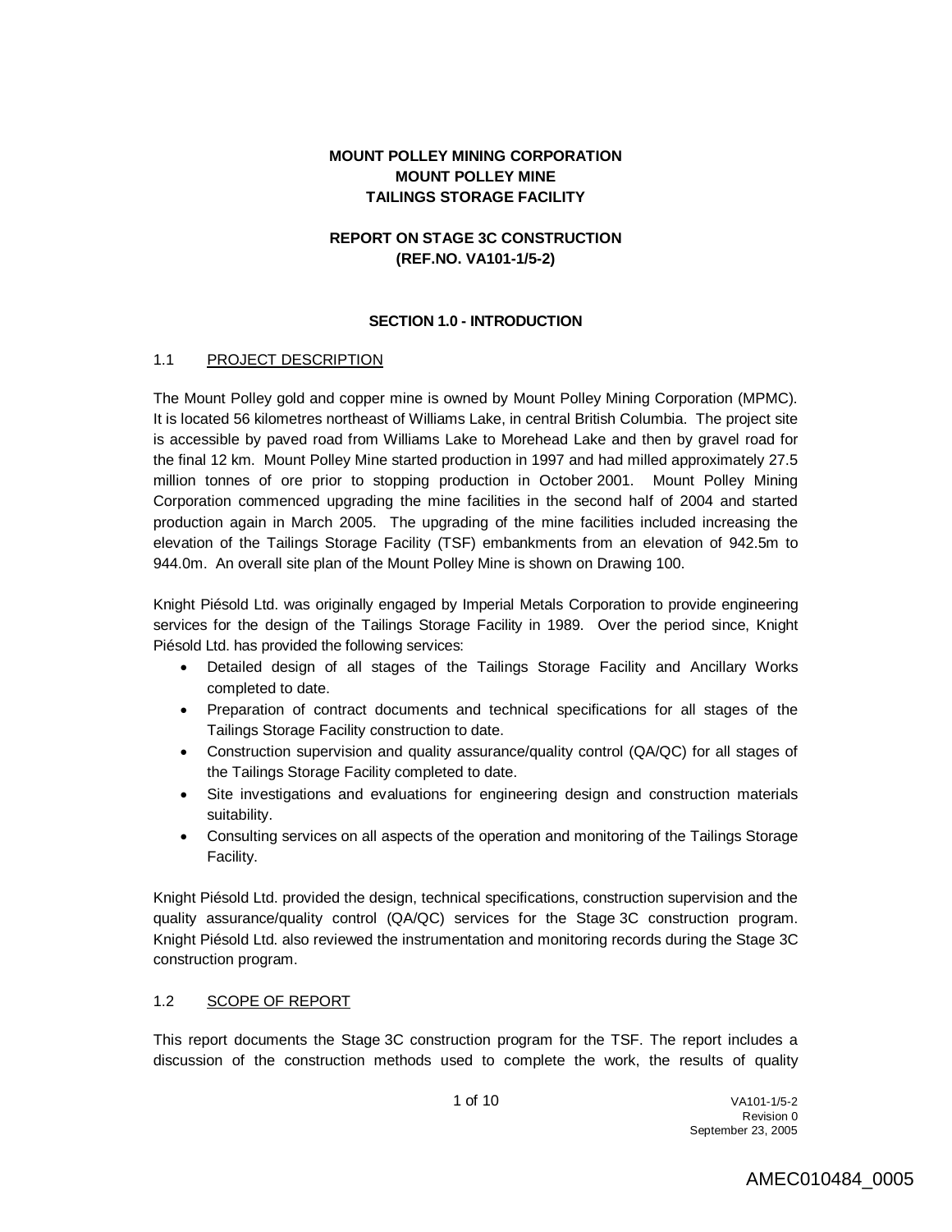**MOUNT POLLEY MINING CORPORATION**
**MOUNT POLLEY MINE**
**TAILINGS STORAGE FACILITY**

**REPORT ON STAGE 3C CONSTRUCTION**
**(REF.NO. VA101-1/5-2)**

## SECTION 1.0 - INTRODUCTION

### 1.1 PROJECT DESCRIPTION

The Mount Polley gold and copper mine is owned by Mount Polley Mining Corporation (MPMC). It is located 56 kilometres northeast of Williams Lake, in central British Columbia. The project site is accessible by paved road from Williams Lake to Morehead Lake and then by gravel road for the final 12 km. Mount Polley Mine started production in 1997 and had milled approximately 27.5 million tonnes of ore prior to stopping production in October 2001. Mount Polley Mining Corporation commenced upgrading the mine facilities in the second half of 2004 and started production again in March 2005. The upgrading of the mine facilities included increasing the elevation of the Tailings Storage Facility (TSF) embankments from an elevation of 942.5m to 944.0m. An overall site plan of the Mount Polley Mine is shown on Drawing 100.

Knight Piésold Ltd. was originally engaged by Imperial Metals Corporation to provide engineering services for the design of the Tailings Storage Facility in 1989. Over the period since, Knight Piésold Ltd. has provided the following services:

- Detailed design of all stages of the Tailings Storage Facility and Ancillary Works completed to date.
- Preparation of contract documents and technical specifications for all stages of the Tailings Storage Facility construction to date.
- Construction supervision and quality assurance/quality control (QA/QC) for all stages of the Tailings Storage Facility completed to date.
- Site investigations and evaluations for engineering design and construction materials suitability.
- Consulting services on all aspects of the operation and monitoring of the Tailings Storage Facility.

Knight Piésold Ltd. provided the design, technical specifications, construction supervision and the quality assurance/quality control (QA/QC) services for the Stage 3C construction program. Knight Piésold Ltd. also reviewed the instrumentation and monitoring records during the Stage 3C construction program.

### 1.2 SCOPE OF REPORT

This report documents the Stage 3C construction program for the TSF. The report includes a discussion of the construction methods used to complete the work, the results of quality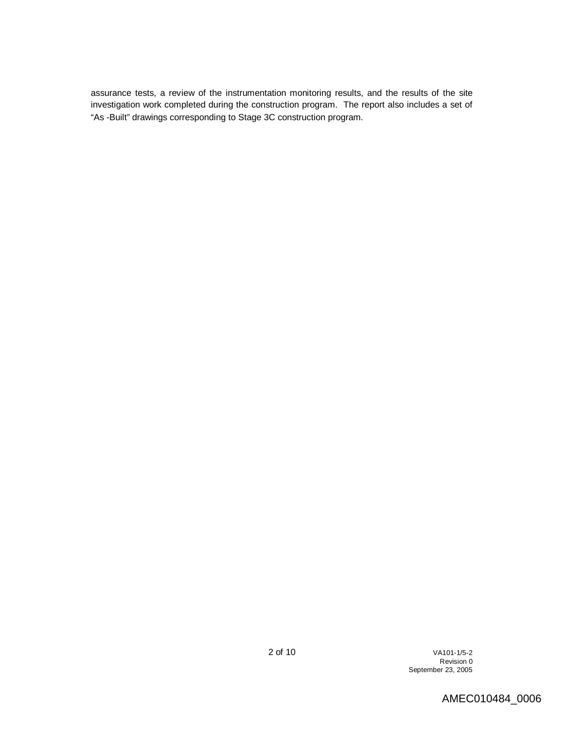assurance tests, a review of the instrumentation monitoring results, and the results of the site investigation work completed during the construction program. The report also includes a set of "As -Built" drawings corresponding to Stage 3C construction program.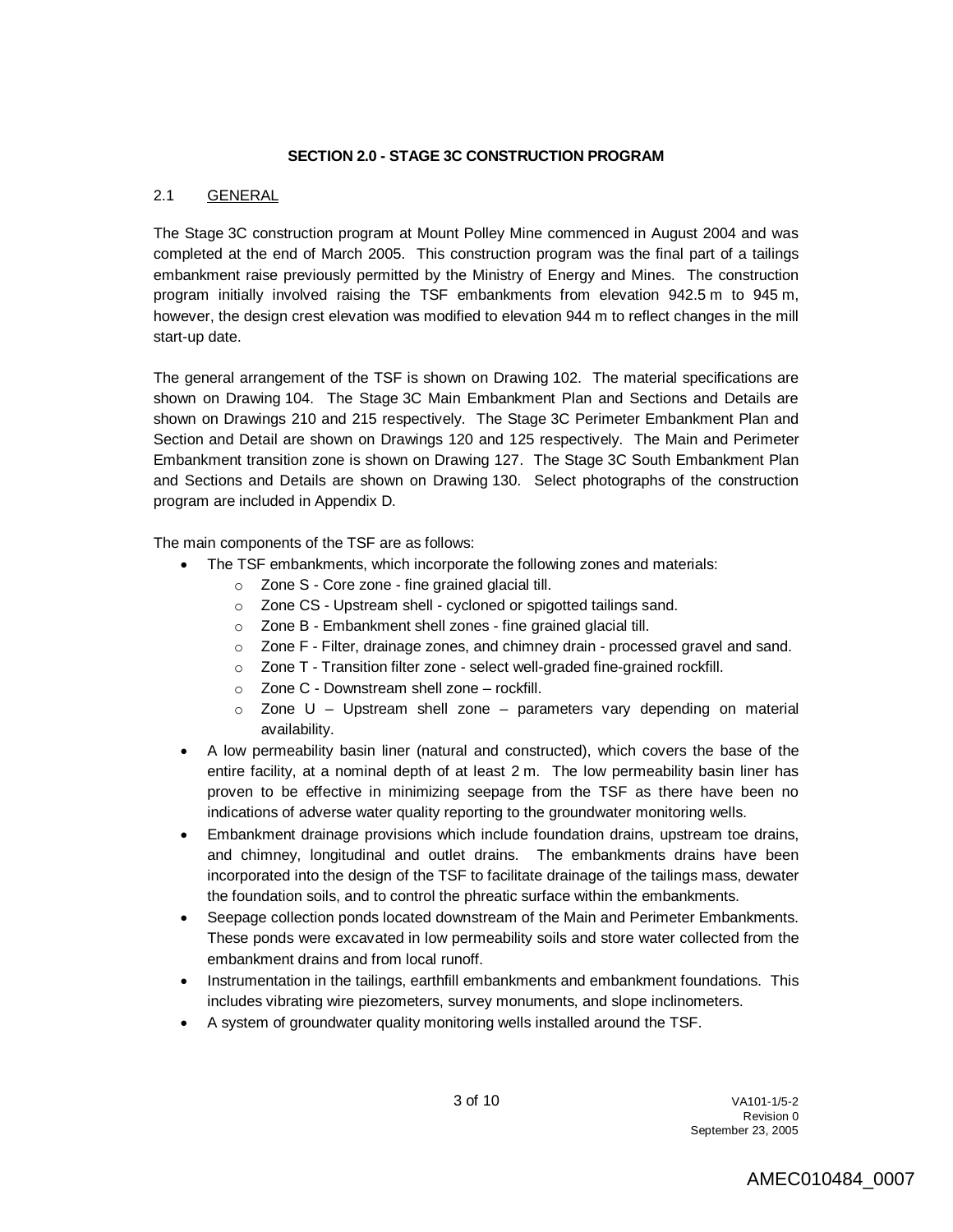## SECTION 2.0 - STAGE 3C CONSTRUCTION PROGRAM

### 2.1 GENERAL

The Stage 3C construction program at Mount Polley Mine commenced in August 2004 and was completed at the end of March 2005. This construction program was the final part of a tailings embankment raise previously permitted by the Ministry of Energy and Mines. The construction program initially involved raising the TSF embankments from elevation 942.5 m to 945 m, however, the design crest elevation was modified to elevation 944 m to reflect changes in the mill start-up date.

The general arrangement of the TSF is shown on Drawing 102. The material specifications are shown on Drawing 104. The Stage 3C Main Embankment Plan and Sections and Details are shown on Drawings 210 and 215 respectively. The Stage 3C Perimeter Embankment Plan and Section and Detail are shown on Drawings 120 and 125 respectively. The Main and Perimeter Embankment transition zone is shown on Drawing 127. The Stage 3C South Embankment Plan and Sections and Details are shown on Drawing 130. Select photographs of the construction program are included in Appendix D.

The main components of the TSF are as follows:

- The TSF embankments, which incorporate the following zones and materials:
  - Zone S - Core zone - fine grained glacial till.
  - Zone CS - Upstream shell - cycloned or spigotted tailings sand.
  - Zone B - Embankment shell zones - fine grained glacial till.
  - Zone F - Filter, drainage zones, and chimney drain - processed gravel and sand.
  - Zone T - Transition filter zone - select well-graded fine-grained rockfill.
  - Zone C - Downstream shell zone – rockfill.
  - Zone U – Upstream shell zone – parameters vary depending on material availability.
- A low permeability basin liner (natural and constructed), which covers the base of the entire facility, at a nominal depth of at least 2 m. The low permeability basin liner has proven to be effective in minimizing seepage from the TSF as there have been no indications of adverse water quality reporting to the groundwater monitoring wells.
- Embankment drainage provisions which include foundation drains, upstream toe drains, and chimney, longitudinal and outlet drains. The embankments drains have been incorporated into the design of the TSF to facilitate drainage of the tailings mass, dewater the foundation soils, and to control the phreatic surface within the embankments.
- Seepage collection ponds located downstream of the Main and Perimeter Embankments. These ponds were excavated in low permeability soils and store water collected from the embankment drains and from local runoff.
- Instrumentation in the tailings, earthfill embankments and embankment foundations. This includes vibrating wire piezometers, survey monuments, and slope inclinometers.
- A system of groundwater quality monitoring wells installed around the TSF.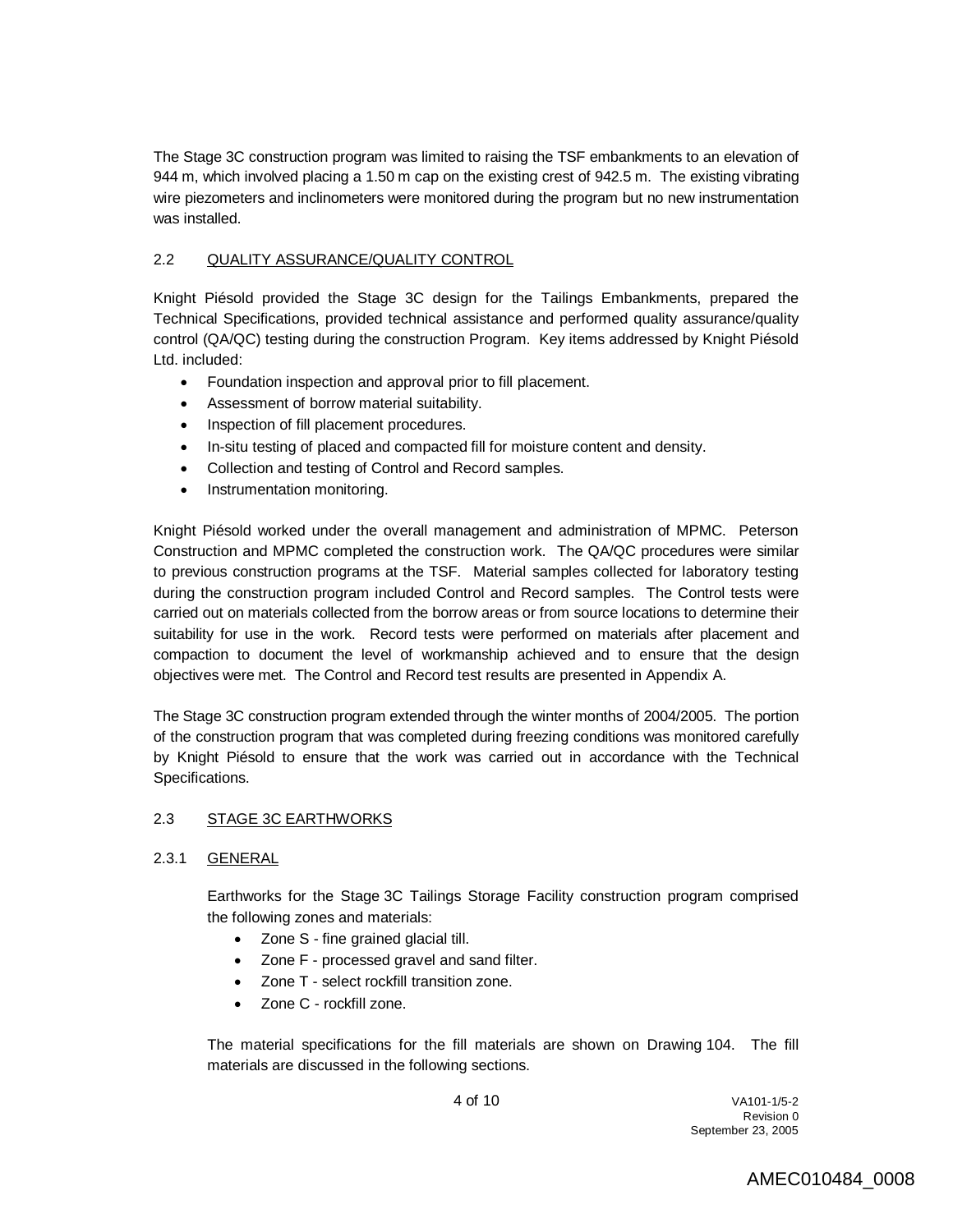The Stage 3C construction program was limited to raising the TSF embankments to an elevation of 944 m, which involved placing a 1.50 m cap on the existing crest of 942.5 m. The existing vibrating wire piezometers and inclinometers were monitored during the program but no new instrumentation was installed.

## 2.2 QUALITY ASSURANCE/QUALITY CONTROL

Knight Piésold provided the Stage 3C design for the Tailings Embankments, prepared the Technical Specifications, provided technical assistance and performed quality assurance/quality control (QA/QC) testing during the construction Program. Key items addressed by Knight Piésold Ltd. included:

- Foundation inspection and approval prior to fill placement.
- Assessment of borrow material suitability.
- Inspection of fill placement procedures.
- In-situ testing of placed and compacted fill for moisture content and density.
- Collection and testing of Control and Record samples.
- Instrumentation monitoring.

Knight Piésold worked under the overall management and administration of MPMC. Peterson Construction and MPMC completed the construction work. The QA/QC procedures were similar to previous construction programs at the TSF. Material samples collected for laboratory testing during the construction program included Control and Record samples. The Control tests were carried out on materials collected from the borrow areas or from source locations to determine their suitability for use in the work. Record tests were performed on materials after placement and compaction to document the level of workmanship achieved and to ensure that the design objectives were met. The Control and Record test results are presented in Appendix A.

The Stage 3C construction program extended through the winter months of 2004/2005. The portion of the construction program that was completed during freezing conditions was monitored carefully by Knight Piésold to ensure that the work was carried out in accordance with the Technical Specifications.

## 2.3 STAGE 3C EARTHWORKS

### 2.3.1 GENERAL

Earthworks for the Stage 3C Tailings Storage Facility construction program comprised the following zones and materials:

- Zone S - fine grained glacial till.
- Zone F - processed gravel and sand filter.
- Zone T - select rockfill transition zone.
- Zone C - rockfill zone.

The material specifications for the fill materials are shown on Drawing 104. The fill materials are discussed in the following sections.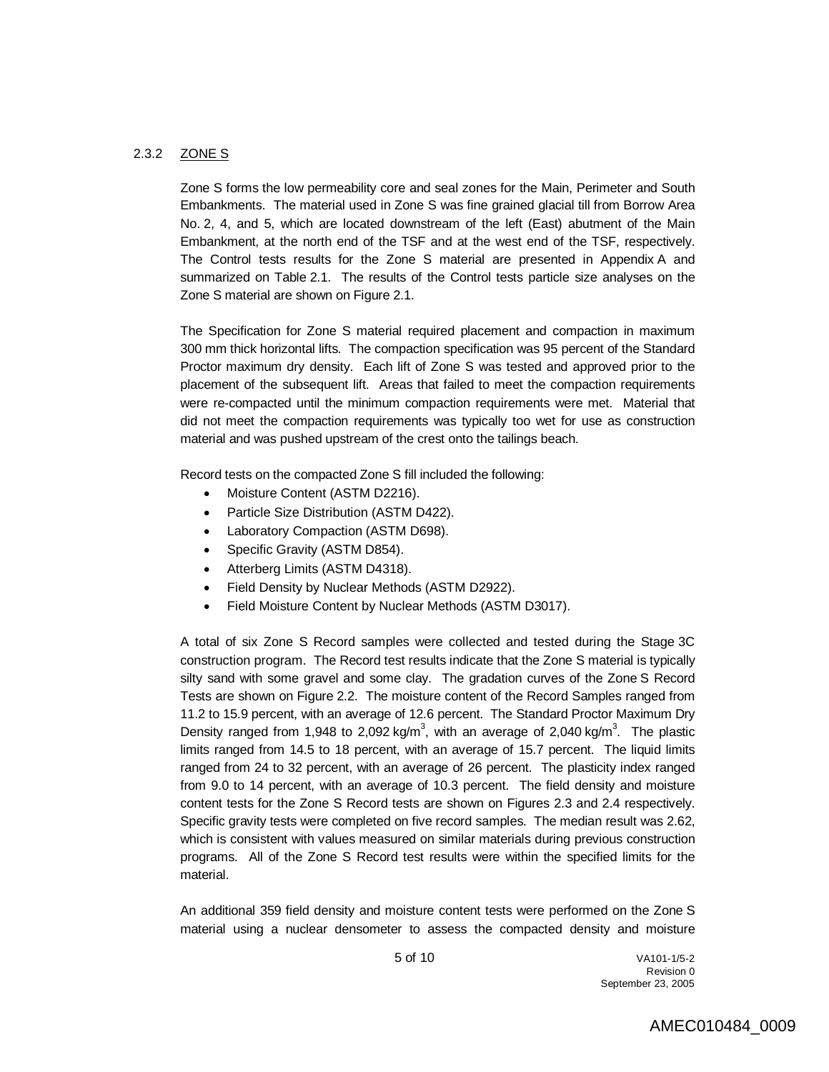### 2.3.2 ZONE S

Zone S forms the low permeability core and seal zones for the Main, Perimeter and South Embankments. The material used in Zone S was fine grained glacial till from Borrow Area No. 2, 4, and 5, which are located downstream of the left (East) abutment of the Main Embankment, at the north end of the TSF and at the west end of the TSF, respectively. The Control tests results for the Zone S material are presented in Appendix A and summarized on Table 2.1. The results of the Control tests particle size analyses on the Zone S material are shown on Figure 2.1.

The Specification for Zone S material required placement and compaction in maximum 300 mm thick horizontal lifts. The compaction specification was 95 percent of the Standard Proctor maximum dry density. Each lift of Zone S was tested and approved prior to the placement of the subsequent lift. Areas that failed to meet the compaction requirements were re-compacted until the minimum compaction requirements were met. Material that did not meet the compaction requirements was typically too wet for use as construction material and was pushed upstream of the crest onto the tailings beach.

Record tests on the compacted Zone S fill included the following:

- Moisture Content (ASTM D2216).
- Particle Size Distribution (ASTM D422).
- Laboratory Compaction (ASTM D698).
- Specific Gravity (ASTM D854).
- Atterberg Limits (ASTM D4318).
- Field Density by Nuclear Methods (ASTM D2922).
- Field Moisture Content by Nuclear Methods (ASTM D3017).

A total of six Zone S Record samples were collected and tested during the Stage 3C construction program. The Record test results indicate that the Zone S material is typically silty sand with some gravel and some clay. The gradation curves of the Zone S Record Tests are shown on Figure 2.2. The moisture content of the Record Samples ranged from 11.2 to 15.9 percent, with an average of 12.6 percent. The Standard Proctor Maximum Dry Density ranged from 1,948 to 2,092 kg/m$^3$, with an average of 2,040 kg/m$^3$. The plastic limits ranged from 14.5 to 18 percent, with an average of 15.7 percent. The liquid limits ranged from 24 to 32 percent, with an average of 26 percent. The plasticity index ranged from 9.0 to 14 percent, with an average of 10.3 percent. The field density and moisture content tests for the Zone S Record tests are shown on Figures 2.3 and 2.4 respectively. Specific gravity tests were completed on five record samples. The median result was 2.62, which is consistent with values measured on similar materials during previous construction programs. All of the Zone S Record test results were within the specified limits for the material.

An additional 359 field density and moisture content tests were performed on the Zone S material using a nuclear densometer to assess the compacted density and moisture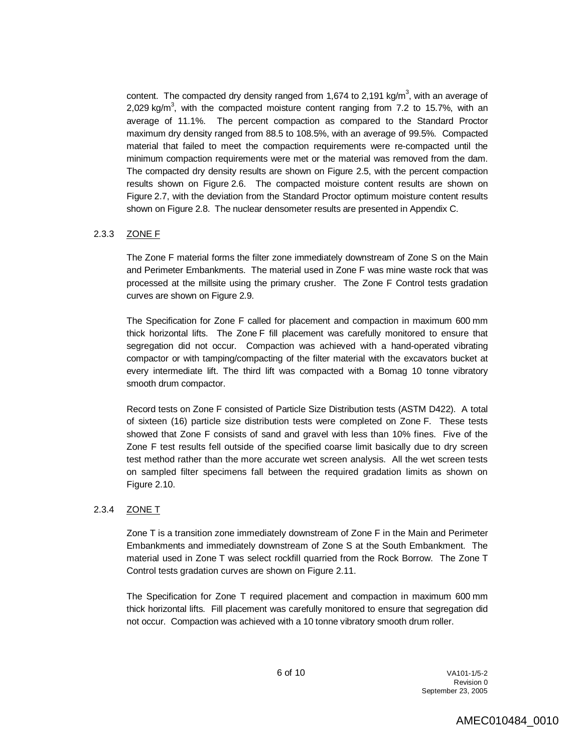content. The compacted dry density ranged from 1,674 to 2,191 kg/m$^3$, with an average of 2,029 kg/m$^3$, with the compacted moisture content ranging from 7.2 to 15.7%, with an average of 11.1%. The percent compaction as compared to the Standard Proctor maximum dry density ranged from 88.5 to 108.5%, with an average of 99.5%. Compacted material that failed to meet the compaction requirements were re-compacted until the minimum compaction requirements were met or the material was removed from the dam. The compacted dry density results are shown on Figure 2.5, with the percent compaction results shown on Figure 2.6. The compacted moisture content results are shown on Figure 2.7, with the deviation from the Standard Proctor optimum moisture content results shown on Figure 2.8. The nuclear densometer results are presented in Appendix C.

### 2.3.3 ZONE F

The Zone F material forms the filter zone immediately downstream of Zone S on the Main and Perimeter Embankments. The material used in Zone F was mine waste rock that was processed at the millsite using the primary crusher. The Zone F Control tests gradation curves are shown on Figure 2.9.

The Specification for Zone F called for placement and compaction in maximum 600 mm thick horizontal lifts. The Zone F fill placement was carefully monitored to ensure that segregation did not occur. Compaction was achieved with a hand-operated vibrating compactor or with tamping/compacting of the filter material with the excavators bucket at every intermediate lift. The third lift was compacted with a Bomag 10 tonne vibratory smooth drum compactor.

Record tests on Zone F consisted of Particle Size Distribution tests (ASTM D422). A total of sixteen (16) particle size distribution tests were completed on Zone F. These tests showed that Zone F consists of sand and gravel with less than 10% fines. Five of the Zone F test results fell outside of the specified coarse limit basically due to dry screen test method rather than the more accurate wet screen analysis. All the wet screen tests on sampled filter specimens fall between the required gradation limits as shown on Figure 2.10.

### 2.3.4 ZONE T

Zone T is a transition zone immediately downstream of Zone F in the Main and Perimeter Embankments and immediately downstream of Zone S at the South Embankment. The material used in Zone T was select rockfill quarried from the Rock Borrow. The Zone T Control tests gradation curves are shown on Figure 2.11.

The Specification for Zone T required placement and compaction in maximum 600 mm thick horizontal lifts. Fill placement was carefully monitored to ensure that segregation did not occur. Compaction was achieved with a 10 tonne vibratory smooth drum roller.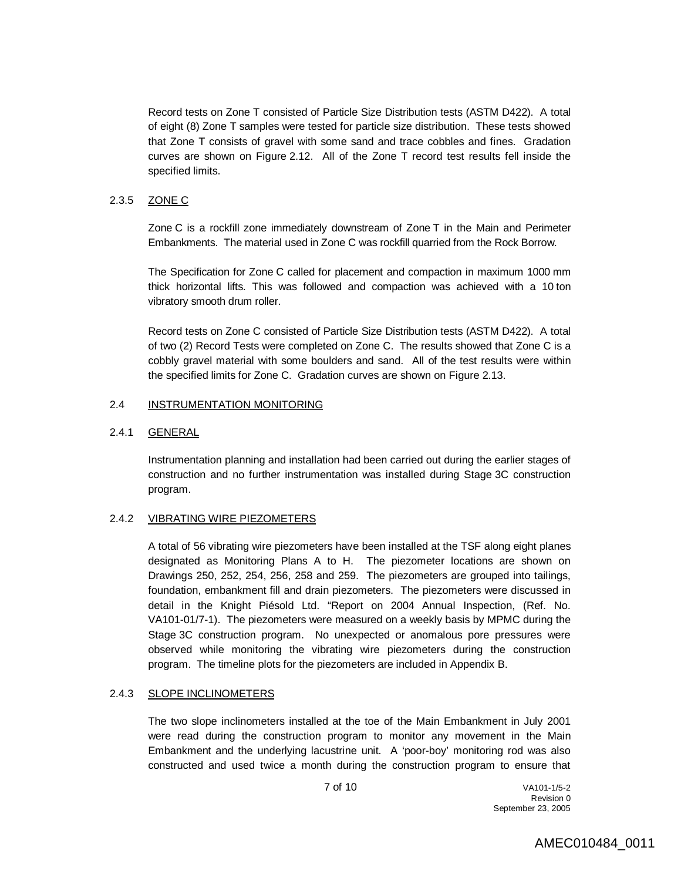Record tests on Zone T consisted of Particle Size Distribution tests (ASTM D422). A total of eight (8) Zone T samples were tested for particle size distribution. These tests showed that Zone T consists of gravel with some sand and trace cobbles and fines. Gradation curves are shown on Figure 2.12. All of the Zone T record test results fell inside the specified limits.

### 2.3.5 ZONE C

Zone C is a rockfill zone immediately downstream of Zone T in the Main and Perimeter Embankments. The material used in Zone C was rockfill quarried from the Rock Borrow.

The Specification for Zone C called for placement and compaction in maximum 1000 mm thick horizontal lifts. This was followed and compaction was achieved with a 10 ton vibratory smooth drum roller.

Record tests on Zone C consisted of Particle Size Distribution tests (ASTM D422). A total of two (2) Record Tests were completed on Zone C. The results showed that Zone C is a cobbly gravel material with some boulders and sand. All of the test results were within the specified limits for Zone C. Gradation curves are shown on Figure 2.13.

## 2.4 INSTRUMENTATION MONITORING

### 2.4.1 GENERAL

Instrumentation planning and installation had been carried out during the earlier stages of construction and no further instrumentation was installed during Stage 3C construction program.

### 2.4.2 VIBRATING WIRE PIEZOMETERS

A total of 56 vibrating wire piezometers have been installed at the TSF along eight planes designated as Monitoring Plans A to H. The piezometer locations are shown on Drawings 250, 252, 254, 256, 258 and 259. The piezometers are grouped into tailings, foundation, embankment fill and drain piezometers. The piezometers were discussed in detail in the Knight Piésold Ltd. "Report on 2004 Annual Inspection, (Ref. No. VA101-01/7-1). The piezometers were measured on a weekly basis by MPMC during the Stage 3C construction program. No unexpected or anomalous pore pressures were observed while monitoring the vibrating wire piezometers during the construction program. The timeline plots for the piezometers are included in Appendix B.

### 2.4.3 SLOPE INCLINOMETERS

The two slope inclinometers installed at the toe of the Main Embankment in July 2001 were read during the construction program to monitor any movement in the Main Embankment and the underlying lacustrine unit. A 'poor-boy' monitoring rod was also constructed and used twice a month during the construction program to ensure that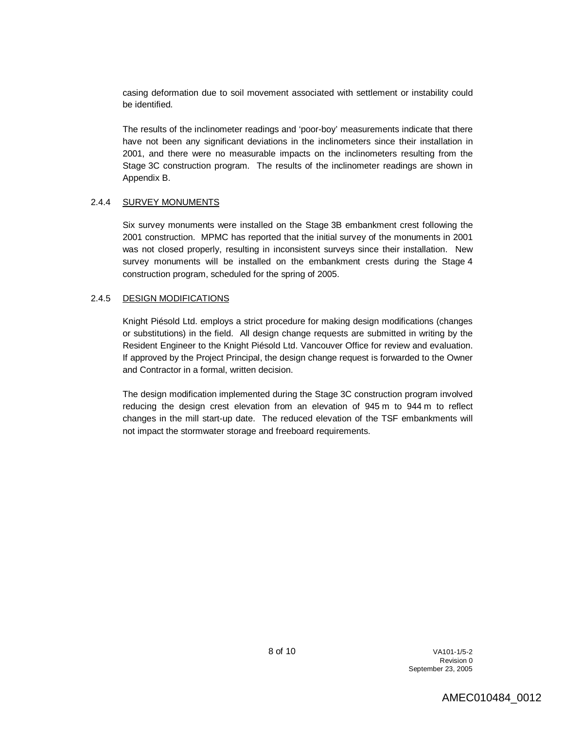casing deformation due to soil movement associated with settlement or instability could be identified.

The results of the inclinometer readings and 'poor-boy' measurements indicate that there have not been any significant deviations in the inclinometers since their installation in 2001, and there were no measurable impacts on the inclinometers resulting from the Stage 3C construction program. The results of the inclinometer readings are shown in Appendix B.

### 2.4.4 SURVEY MONUMENTS

Six survey monuments were installed on the Stage 3B embankment crest following the 2001 construction. MPMC has reported that the initial survey of the monuments in 2001 was not closed properly, resulting in inconsistent surveys since their installation. New survey monuments will be installed on the embankment crests during the Stage 4 construction program, scheduled for the spring of 2005.

### 2.4.5 DESIGN MODIFICATIONS

Knight Piésold Ltd. employs a strict procedure for making design modifications (changes or substitutions) in the field. All design change requests are submitted in writing by the Resident Engineer to the Knight Piésold Ltd. Vancouver Office for review and evaluation. If approved by the Project Principal, the design change request is forwarded to the Owner and Contractor in a formal, written decision.

The design modification implemented during the Stage 3C construction program involved reducing the design crest elevation from an elevation of 945 m to 944 m to reflect changes in the mill start-up date. The reduced elevation of the TSF embankments will not impact the stormwater storage and freeboard requirements.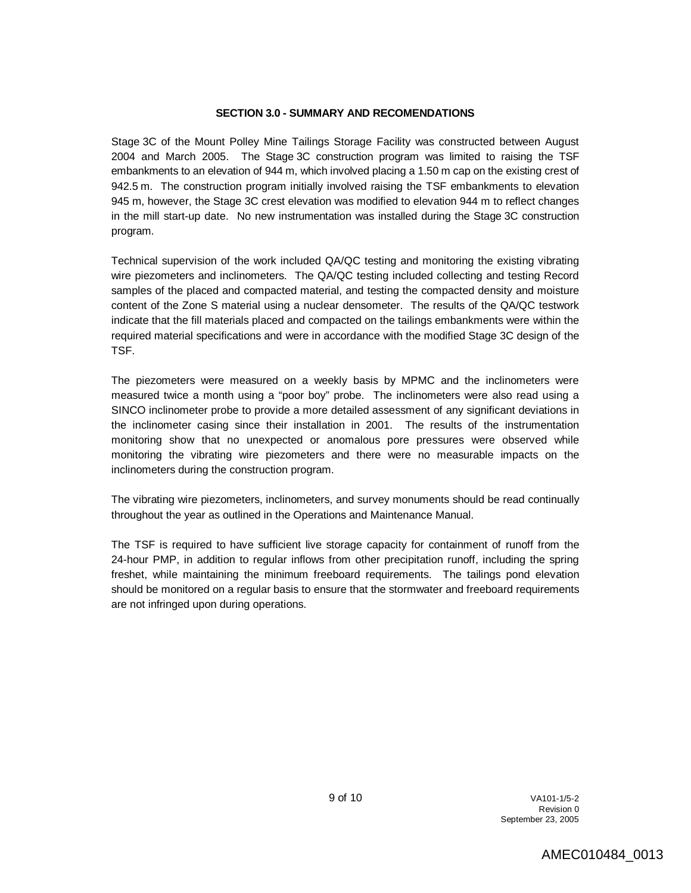## SECTION 3.0 - SUMMARY AND RECOMENDATIONS

Stage 3C of the Mount Polley Mine Tailings Storage Facility was constructed between August 2004 and March 2005. The Stage 3C construction program was limited to raising the TSF embankments to an elevation of 944 m, which involved placing a 1.50 m cap on the existing crest of 942.5 m. The construction program initially involved raising the TSF embankments to elevation 945 m, however, the Stage 3C crest elevation was modified to elevation 944 m to reflect changes in the mill start-up date. No new instrumentation was installed during the Stage 3C construction program.

Technical supervision of the work included QA/QC testing and monitoring the existing vibrating wire piezometers and inclinometers. The QA/QC testing included collecting and testing Record samples of the placed and compacted material, and testing the compacted density and moisture content of the Zone S material using a nuclear densometer. The results of the QA/QC testwork indicate that the fill materials placed and compacted on the tailings embankments were within the required material specifications and were in accordance with the modified Stage 3C design of the TSF.

The piezometers were measured on a weekly basis by MPMC and the inclinometers were measured twice a month using a "poor boy" probe. The inclinometers were also read using a SINCO inclinometer probe to provide a more detailed assessment of any significant deviations in the inclinometer casing since their installation in 2001. The results of the instrumentation monitoring show that no unexpected or anomalous pore pressures were observed while monitoring the vibrating wire piezometers and there were no measurable impacts on the inclinometers during the construction program.

The vibrating wire piezometers, inclinometers, and survey monuments should be read continually throughout the year as outlined in the Operations and Maintenance Manual.

The TSF is required to have sufficient live storage capacity for containment of runoff from the 24-hour PMP, in addition to regular inflows from other precipitation runoff, including the spring freshet, while maintaining the minimum freeboard requirements. The tailings pond elevation should be monitored on a regular basis to ensure that the stormwater and freeboard requirements are not infringed upon during operations.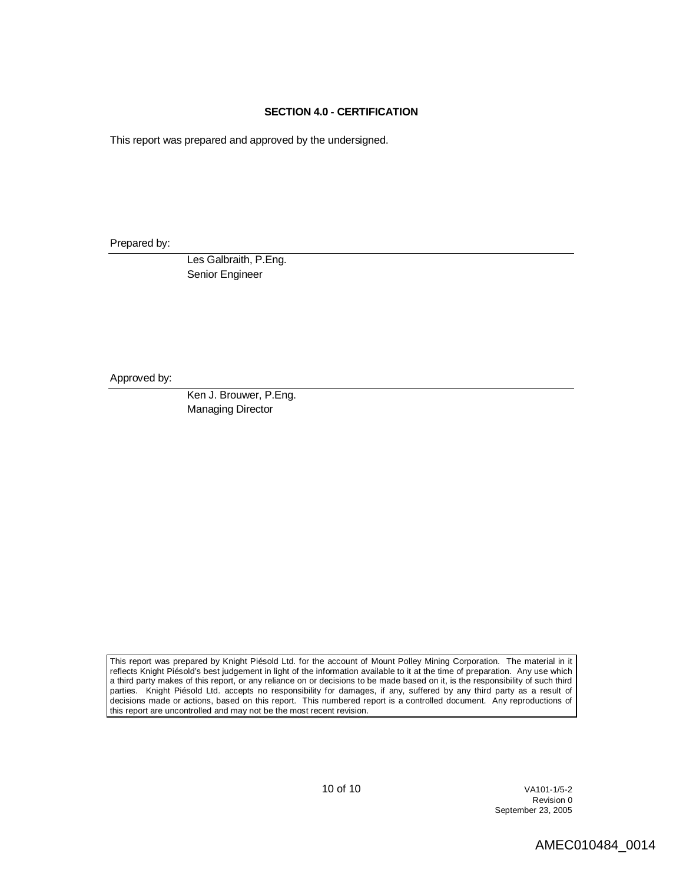### SECTION 4.0 - CERTIFICATION

This report was prepared and approved by the undersigned.

Prepared by:

Les Galbraith, P.Eng.
Senior Engineer

Approved by:

Ken J. Brouwer, P.Eng.
Managing Director

This report was prepared by Knight Piésold Ltd. for the account of Mount Polley Mining Corporation. The material in it reflects Knight Piésold's best judgement in light of the information available to it at the time of preparation. Any use which a third party makes of this report, or any reliance on or decisions to be made based on it, is the responsibility of such third parties. Knight Piésold Ltd. accepts no responsibility for damages, if any, suffered by any third party as a result of decisions made or actions, based on this report. This numbered report is a controlled document. Any reproductions of this report are uncontrolled and may not be the most recent revision.

VA101-1/5-2
Revision 0
September 23, 2005

AMEC010484_0014